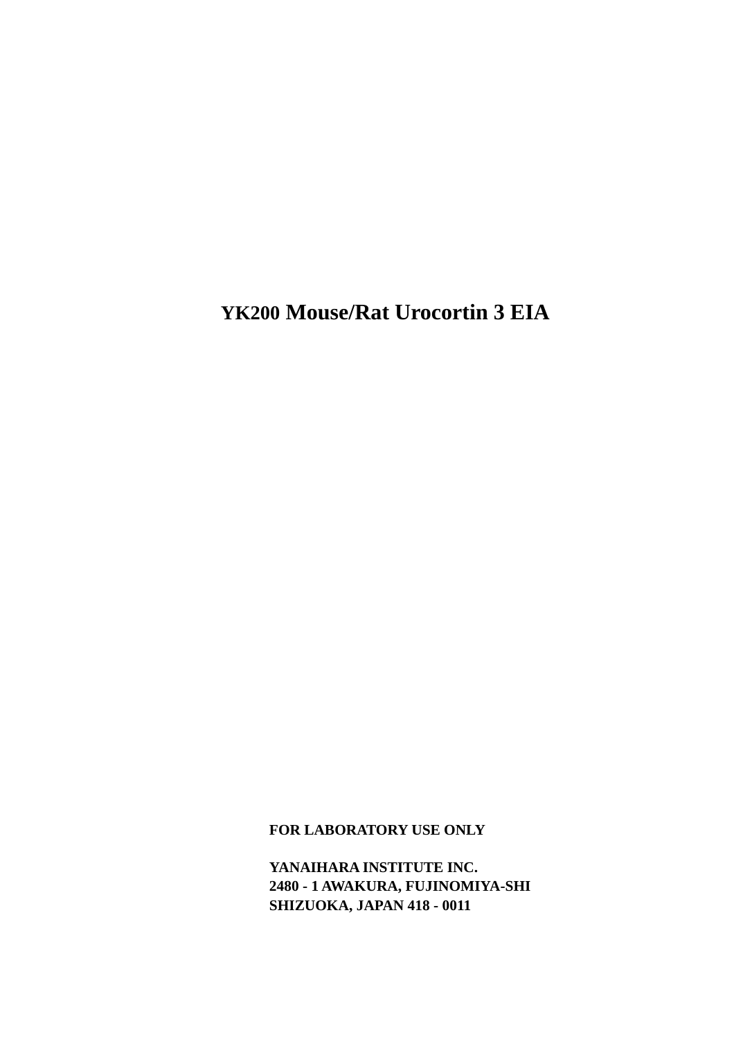# YK200 Mouse/Rat Urocortin 3 EIA

**FOR LABORATORY USE ONLY**

**YANAIHARA INSTITUTE INC.**
**2480 - 1 AWAKURA, FUJINOMIYA-SHI**
**SHIZUOKA, JAPAN 418 - 0011**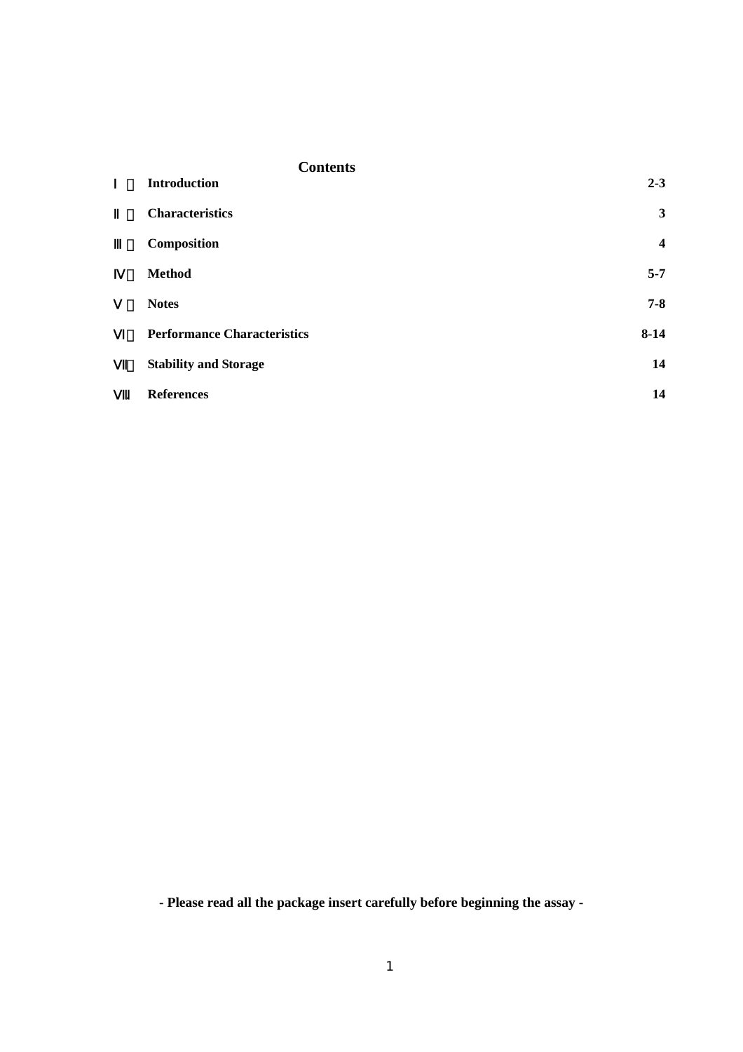## Contents

| | | |
|---|---|---|
| Ⅰ | **Introduction** | **2-3** |
| Ⅱ | **Characteristics** | **3** |
| Ⅲ | **Composition** | **4** |
| Ⅳ | **Method** | **5-7** |
| Ⅴ | **Notes** | **7-8** |
| Ⅵ | **Performance Characteristics** | **8-14** |
| Ⅶ | **Stability and Storage** | **14** |
| Ⅷ | **References** | **14** |

**- Please read all the package insert carefully before beginning the assay -**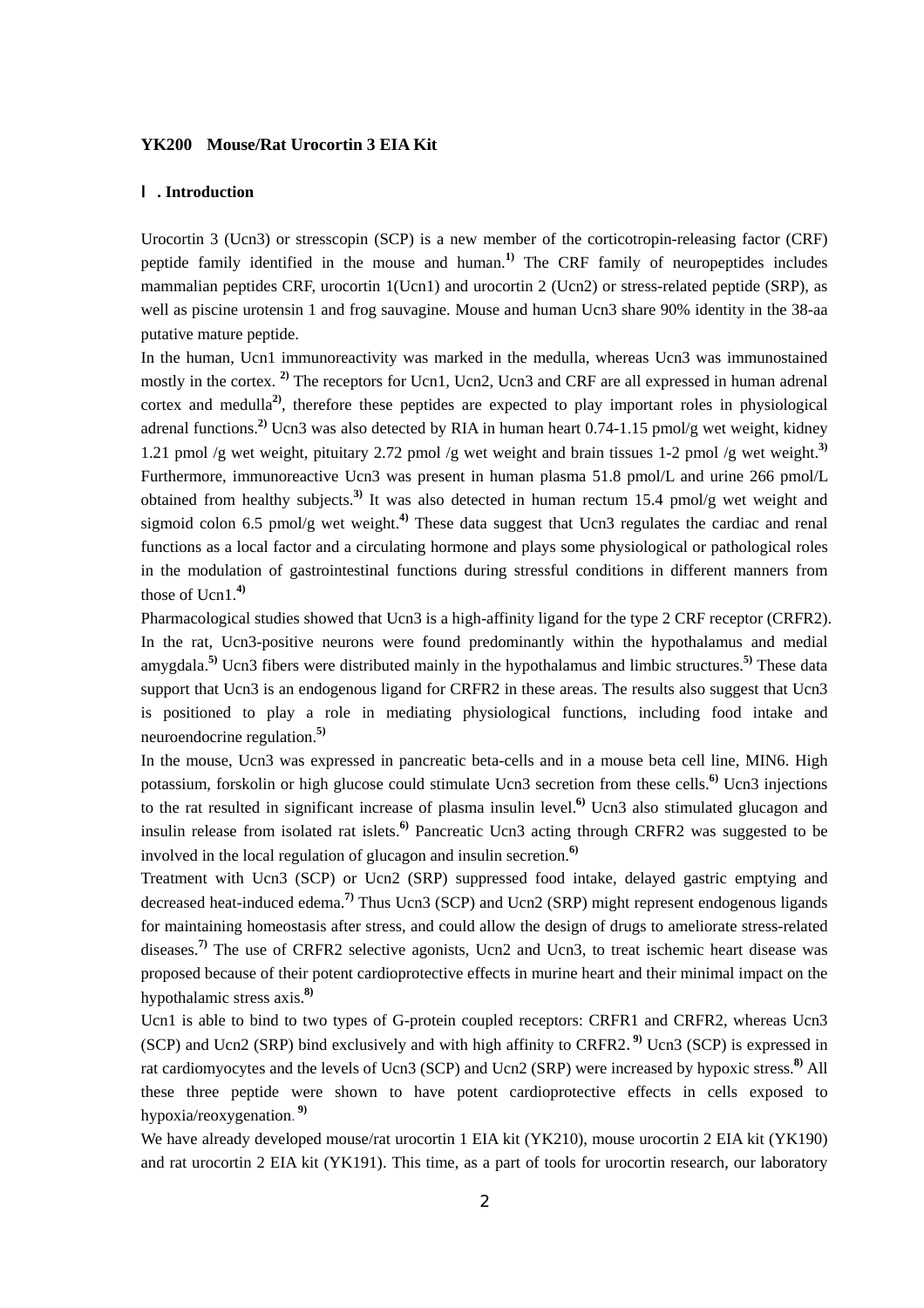**YK200 Mouse/Rat Urocortin 3 EIA Kit**

**Ⅰ. Introduction**

Urocortin 3 (Ucn3) or stresscopin (SCP) is a new member of the corticotropin-releasing factor (CRF) peptide family identified in the mouse and human.[1)] The CRF family of neuropeptides includes mammalian peptides CRF, urocortin 1(Ucn1) and urocortin 2 (Ucn2) or stress-related peptide (SRP), as well as piscine urotensin 1 and frog sauvagine. Mouse and human Ucn3 share 90% identity in the 38-aa putative mature peptide.

In the human, Ucn1 immunoreactivity was marked in the medulla, whereas Ucn3 was immunostained mostly in the cortex. [2)] The receptors for Ucn1, Ucn2, Ucn3 and CRF are all expressed in human adrenal cortex and medulla[2)], therefore these peptides are expected to play important roles in physiological adrenal functions.[2)] Ucn3 was also detected by RIA in human heart 0.74-1.15 pmol/g wet weight, kidney 1.21 pmol /g wet weight, pituitary 2.72 pmol /g wet weight and brain tissues 1-2 pmol /g wet weight.[3)] Furthermore, immunoreactive Ucn3 was present in human plasma 51.8 pmol/L and urine 266 pmol/L obtained from healthy subjects.[3)] It was also detected in human rectum 15.4 pmol/g wet weight and sigmoid colon 6.5 pmol/g wet weight.[4)] These data suggest that Ucn3 regulates the cardiac and renal functions as a local factor and a circulating hormone and plays some physiological or pathological roles in the modulation of gastrointestinal functions during stressful conditions in different manners from those of Ucn1.[4)]

Pharmacological studies showed that Ucn3 is a high-affinity ligand for the type 2 CRF receptor (CRFR2). In the rat, Ucn3-positive neurons were found predominantly within the hypothalamus and medial amygdala.[5)] Ucn3 fibers were distributed mainly in the hypothalamus and limbic structures.[5)] These data support that Ucn3 is an endogenous ligand for CRFR2 in these areas. The results also suggest that Ucn3 is positioned to play a role in mediating physiological functions, including food intake and neuroendocrine regulation.[5)]

In the mouse, Ucn3 was expressed in pancreatic beta-cells and in a mouse beta cell line, MIN6. High potassium, forskolin or high glucose could stimulate Ucn3 secretion from these cells.[6)] Ucn3 injections to the rat resulted in significant increase of plasma insulin level.[6)] Ucn3 also stimulated glucagon and insulin release from isolated rat islets.[6)] Pancreatic Ucn3 acting through CRFR2 was suggested to be involved in the local regulation of glucagon and insulin secretion.[6)]

Treatment with Ucn3 (SCP) or Ucn2 (SRP) suppressed food intake, delayed gastric emptying and decreased heat-induced edema.[7)] Thus Ucn3 (SCP) and Ucn2 (SRP) might represent endogenous ligands for maintaining homeostasis after stress, and could allow the design of drugs to ameliorate stress-related diseases.[7)] The use of CRFR2 selective agonists, Ucn2 and Ucn3, to treat ischemic heart disease was proposed because of their potent cardioprotective effects in murine heart and their minimal impact on the hypothalamic stress axis.[8)]

Ucn1 is able to bind to two types of G-protein coupled receptors: CRFR1 and CRFR2, whereas Ucn3 (SCP) and Ucn2 (SRP) bind exclusively and with high affinity to CRFR2. [9)] Ucn3 (SCP) is expressed in rat cardiomyocytes and the levels of Ucn3 (SCP) and Ucn2 (SRP) were increased by hypoxic stress.[8)] All these three peptide were shown to have potent cardioprotective effects in cells exposed to hypoxia/reoxygenation. [9)]

We have already developed mouse/rat urocortin 1 EIA kit (YK210), mouse urocortin 2 EIA kit (YK190) and rat urocortin 2 EIA kit (YK191). This time, as a part of tools for urocortin research, our laboratory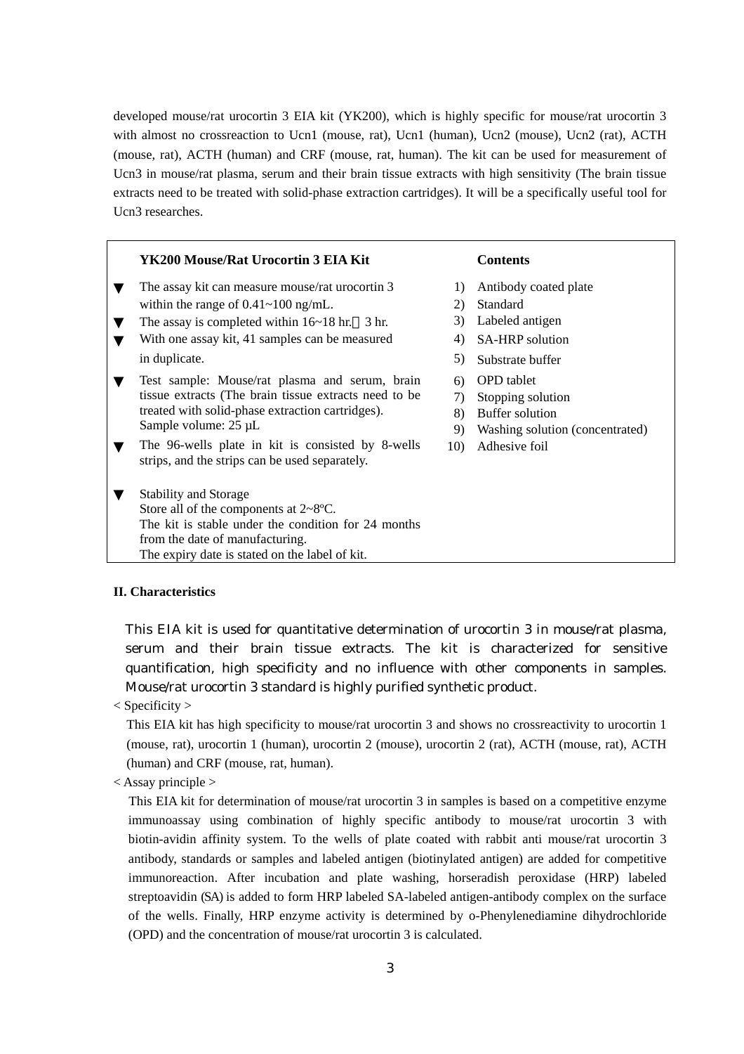developed mouse/rat urocortin 3 EIA kit (YK200), which is highly specific for mouse/rat urocortin 3 with almost no crossreaction to Ucn1 (mouse, rat), Ucn1 (human), Ucn2 (mouse), Ucn2 (rat), ACTH (mouse, rat), ACTH (human) and CRF (mouse, rat, human). The kit can be used for measurement of Ucn3 in mouse/rat plasma, serum and their brain tissue extracts with high sensitivity (The brain tissue extracts need to be treated with solid-phase extraction cartridges). It will be a specifically useful tool for Ucn3 researches.

**YK200 Mouse/Rat Urocortin 3 EIA Kit**

- The assay kit can measure mouse/rat urocortin 3 within the range of 0.41~100 ng/mL.
- The assay is completed within 16~18 hr.＋3 hr.
- With one assay kit, 41 samples can be measured in duplicate.
- Test sample: Mouse/rat plasma and serum, brain tissue extracts (The brain tissue extracts need to be treated with solid-phase extraction cartridges). Sample volume: 25 μL
- The 96-wells plate in kit is consisted by 8-wells strips, and the strips can be used separately.
- Stability and Storage
  Store all of the components at 2~8ºC.
  The kit is stable under the condition for 24 months from the date of manufacturing.
  The expiry date is stated on the label of kit.

**Contents**

1) Antibody coated plate
2) Standard
3) Labeled antigen
4) SA-HRP solution
5) Substrate buffer
6) OPD tablet
7) Stopping solution
8) Buffer solution
9) Washing solution (concentrated)
10) Adhesive foil

## II. Characteristics

This EIA kit is used for quantitative determination of urocortin 3 in mouse/rat plasma, serum and their brain tissue extracts. The kit is characterized for sensitive quantification, high specificity and no influence with other components in samples. Mouse/rat urocortin 3 standard is highly purified synthetic product.

< Specificity >

This EIA kit has high specificity to mouse/rat urocortin 3 and shows no crossreactivity to urocortin 1 (mouse, rat), urocortin 1 (human), urocortin 2 (mouse), urocortin 2 (rat), ACTH (mouse, rat), ACTH (human) and CRF (mouse, rat, human).

< Assay principle >

This EIA kit for determination of mouse/rat urocortin 3 in samples is based on a competitive enzyme immunoassay using combination of highly specific antibody to mouse/rat urocortin 3 with biotin-avidin affinity system. To the wells of plate coated with rabbit anti mouse/rat urocortin 3 antibody, standards or samples and labeled antigen (biotinylated antigen) are added for competitive immunoreaction. After incubation and plate washing, horseradish peroxidase (HRP) labeled streptoavidin (SA) is added to form HRP labeled SA-labeled antigen-antibody complex on the surface of the wells. Finally, HRP enzyme activity is determined by o-Phenylenediamine dihydrochloride (OPD) and the concentration of mouse/rat urocortin 3 is calculated.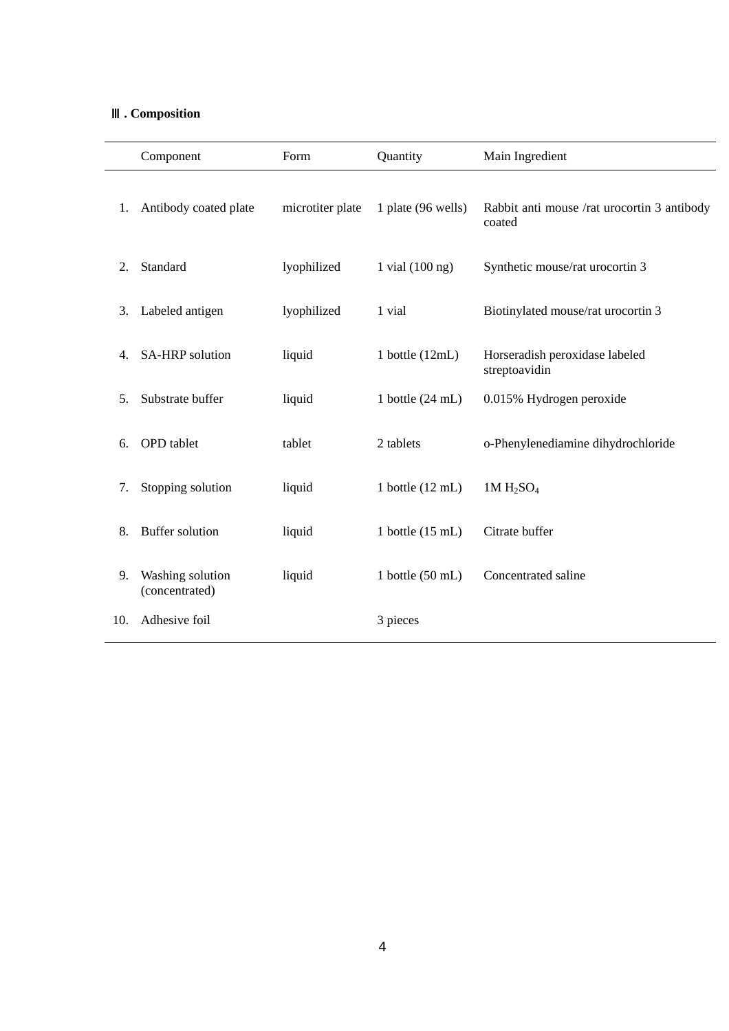## Ⅲ. Composition

| | Component | Form | Quantity | Main Ingredient |
|---|---|---|---|---|
| 1. | Antibody coated plate | microtiter plate | 1 plate (96 wells) | Rabbit anti mouse /rat urocortin 3 antibody coated |
| 2. | Standard | lyophilized | 1 vial (100 ng) | Synthetic mouse/rat urocortin 3 |
| 3. | Labeled antigen | lyophilized | 1 vial | Biotinylated mouse/rat urocortin 3 |
| 4. | SA-HRP solution | liquid | 1 bottle (12mL) | Horseradish peroxidase labeled streptoavidin |
| 5. | Substrate buffer | liquid | 1 bottle (24 mL) | 0.015% Hydrogen peroxide |
| 6. | OPD tablet | tablet | 2 tablets | o-Phenylenediamine dihydrochloride |
| 7. | Stopping solution | liquid | 1 bottle (12 mL) | 1M $H_2SO_4$ |
| 8. | Buffer solution | liquid | 1 bottle (15 mL) | Citrate buffer |
| 9. | Washing solution (concentrated) | liquid | 1 bottle (50 mL) | Concentrated saline |
| 10. | Adhesive foil | | 3 pieces | |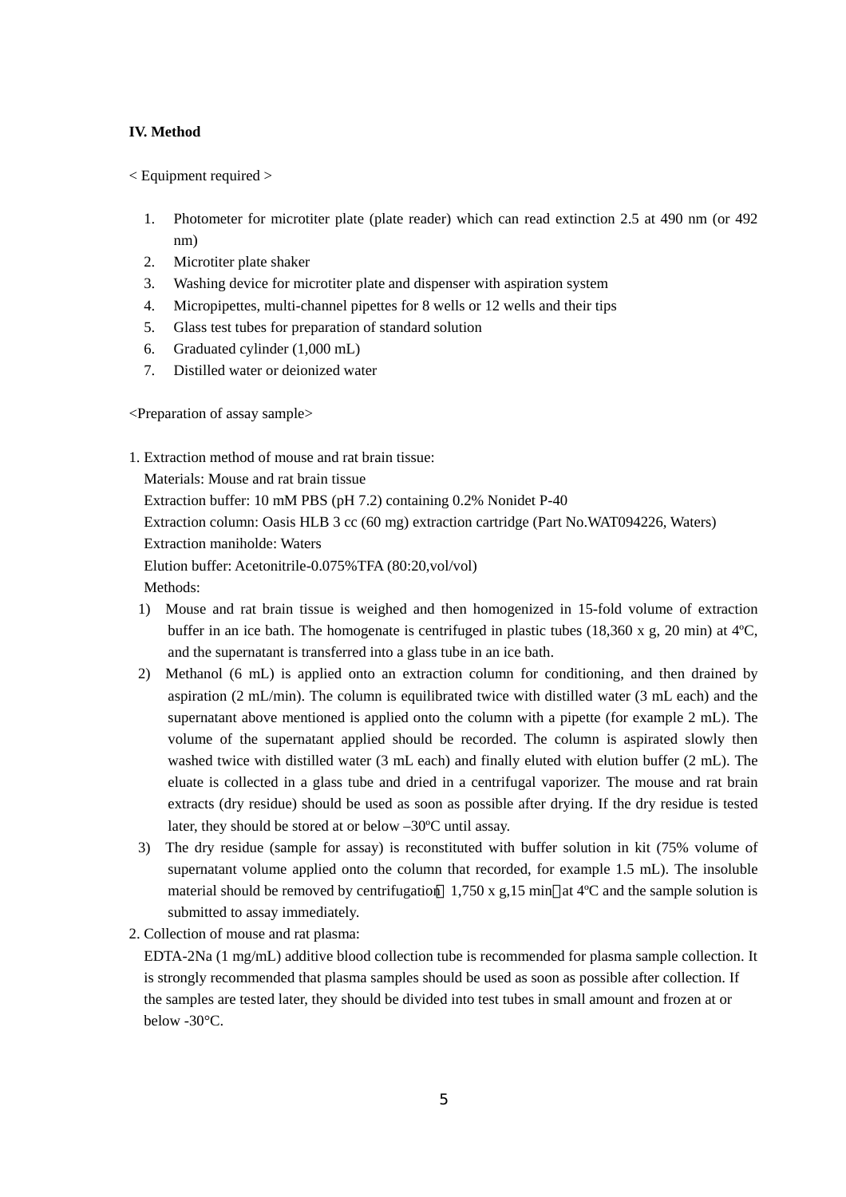### IV. Method

< Equipment required >

1. Photometer for microtiter plate (plate reader) which can read extinction 2.5 at 490 nm (or 492 nm)
2. Microtiter plate shaker
3. Washing device for microtiter plate and dispenser with aspiration system
4. Micropipettes, multi-channel pipettes for 8 wells or 12 wells and their tips
5. Glass test tubes for preparation of standard solution
6. Graduated cylinder (1,000 mL)
7. Distilled water or deionized water

<Preparation of assay sample>

1. Extraction method of mouse and rat brain tissue:
   Materials: Mouse and rat brain tissue
   Extraction buffer: 10 mM PBS (pH 7.2) containing 0.2% Nonidet P-40
   Extraction column: Oasis HLB 3 cc (60 mg) extraction cartridge (Part No.WAT094226, Waters)
   Extraction maniholde: Waters
   Elution buffer: Acetonitrile-0.075%TFA (80:20,vol/vol)
   Methods:
   1) Mouse and rat brain tissue is weighed and then homogenized in 15-fold volume of extraction buffer in an ice bath. The homogenate is centrifuged in plastic tubes (18,360 x g, 20 min) at 4ºC, and the supernatant is transferred into a glass tube in an ice bath.
   2) Methanol (6 mL) is applied onto an extraction column for conditioning, and then drained by aspiration (2 mL/min). The column is equilibrated twice with distilled water (3 mL each) and the supernatant above mentioned is applied onto the column with a pipette (for example 2 mL). The volume of the supernatant applied should be recorded. The column is aspirated slowly then washed twice with distilled water (3 mL each) and finally eluted with elution buffer (2 mL). The eluate is collected in a glass tube and dried in a centrifugal vaporizer. The mouse and rat brain extracts (dry residue) should be used as soon as possible after drying. If the dry residue is tested later, they should be stored at or below –30ºC until assay.
   3) The dry residue (sample for assay) is reconstituted with buffer solution in kit (75% volume of supernatant volume applied onto the column that recorded, for example 1.5 mL). The insoluble material should be removed by centrifugation（1,750 x g,15 min）at 4ºC and the sample solution is submitted to assay immediately.
2. Collection of mouse and rat plasma:
   EDTA-2Na (1 mg/mL) additive blood collection tube is recommended for plasma sample collection. It is strongly recommended that plasma samples should be used as soon as possible after collection. If the samples are tested later, they should be divided into test tubes in small amount and frozen at or below -30°C.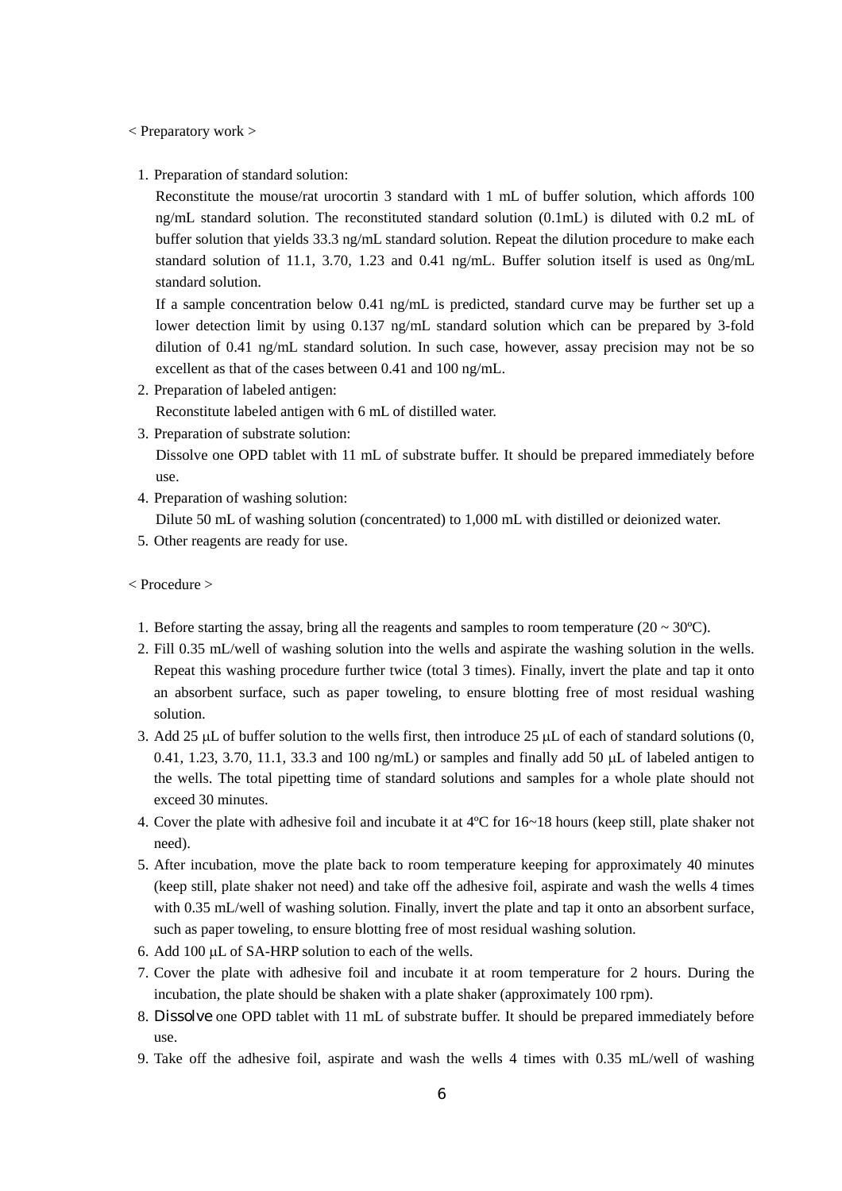< Preparatory work >

1. Preparation of standard solution:
   Reconstitute the mouse/rat urocortin 3 standard with 1 mL of buffer solution, which affords 100 ng/mL standard solution. The reconstituted standard solution (0.1mL) is diluted with 0.2 mL of buffer solution that yields 33.3 ng/mL standard solution. Repeat the dilution procedure to make each standard solution of 11.1, 3.70, 1.23 and 0.41 ng/mL. Buffer solution itself is used as 0ng/mL standard solution.
   If a sample concentration below 0.41 ng/mL is predicted, standard curve may be further set up a lower detection limit by using 0.137 ng/mL standard solution which can be prepared by 3-fold dilution of 0.41 ng/mL standard solution. In such case, however, assay precision may not be so excellent as that of the cases between 0.41 and 100 ng/mL.
2. Preparation of labeled antigen:
   Reconstitute labeled antigen with 6 mL of distilled water.
3. Preparation of substrate solution:
   Dissolve one OPD tablet with 11 mL of substrate buffer. It should be prepared immediately before use.
4. Preparation of washing solution:
   Dilute 50 mL of washing solution (concentrated) to 1,000 mL with distilled or deionized water.
5. Other reagents are ready for use.

< Procedure >

1. Before starting the assay, bring all the reagents and samples to room temperature (20 ~ 30ºC).
2. Fill 0.35 mL/well of washing solution into the wells and aspirate the washing solution in the wells. Repeat this washing procedure further twice (total 3 times). Finally, invert the plate and tap it onto an absorbent surface, such as paper toweling, to ensure blotting free of most residual washing solution.
3. Add 25 μL of buffer solution to the wells first, then introduce 25 μL of each of standard solutions (0, 0.41, 1.23, 3.70, 11.1, 33.3 and 100 ng/mL) or samples and finally add 50 μL of labeled antigen to the wells. The total pipetting time of standard solutions and samples for a whole plate should not exceed 30 minutes.
4. Cover the plate with adhesive foil and incubate it at 4ºC for 16~18 hours (keep still, plate shaker not need).
5. After incubation, move the plate back to room temperature keeping for approximately 40 minutes (keep still, plate shaker not need) and take off the adhesive foil, aspirate and wash the wells 4 times with 0.35 mL/well of washing solution. Finally, invert the plate and tap it onto an absorbent surface, such as paper toweling, to ensure blotting free of most residual washing solution.
6. Add 100 μL of SA-HRP solution to each of the wells.
7. Cover the plate with adhesive foil and incubate it at room temperature for 2 hours. During the incubation, the plate should be shaken with a plate shaker (approximately 100 rpm).
8. Dissolve one OPD tablet with 11 mL of substrate buffer. It should be prepared immediately before use.
9. Take off the adhesive foil, aspirate and wash the wells 4 times with 0.35 mL/well of washing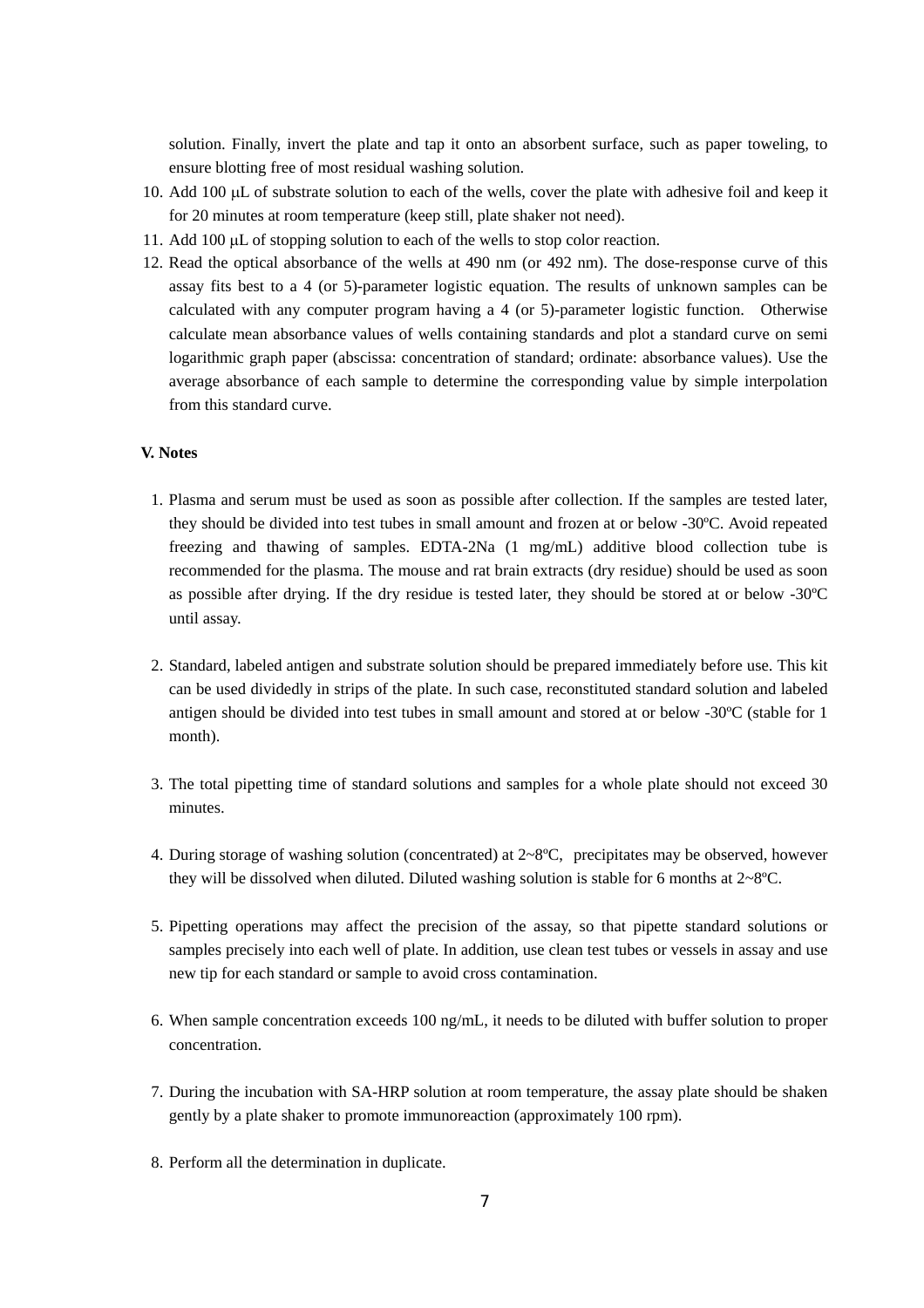solution. Finally, invert the plate and tap it onto an absorbent surface, such as paper toweling, to ensure blotting free of most residual washing solution.

10. Add 100 μL of substrate solution to each of the wells, cover the plate with adhesive foil and keep it for 20 minutes at room temperature (keep still, plate shaker not need).
11. Add 100 μL of stopping solution to each of the wells to stop color reaction.
12. Read the optical absorbance of the wells at 490 nm (or 492 nm). The dose-response curve of this assay fits best to a 4 (or 5)-parameter logistic equation. The results of unknown samples can be calculated with any computer program having a 4 (or 5)-parameter logistic function. Otherwise calculate mean absorbance values of wells containing standards and plot a standard curve on semi logarithmic graph paper (abscissa: concentration of standard; ordinate: absorbance values). Use the average absorbance of each sample to determine the corresponding value by simple interpolation from this standard curve.

### V. Notes

1. Plasma and serum must be used as soon as possible after collection. If the samples are tested later, they should be divided into test tubes in small amount and frozen at or below -30ºC. Avoid repeated freezing and thawing of samples. EDTA-2Na (1 mg/mL) additive blood collection tube is recommended for the plasma. The mouse and rat brain extracts (dry residue) should be used as soon as possible after drying. If the dry residue is tested later, they should be stored at or below -30ºC until assay.

2. Standard, labeled antigen and substrate solution should be prepared immediately before use. This kit can be used dividedly in strips of the plate. In such case, reconstituted standard solution and labeled antigen should be divided into test tubes in small amount and stored at or below -30ºC (stable for 1 month).

3. The total pipetting time of standard solutions and samples for a whole plate should not exceed 30 minutes.

4. During storage of washing solution (concentrated) at 2~8ºC, precipitates may be observed, however they will be dissolved when diluted. Diluted washing solution is stable for 6 months at 2~8ºC.

5. Pipetting operations may affect the precision of the assay, so that pipette standard solutions or samples precisely into each well of plate. In addition, use clean test tubes or vessels in assay and use new tip for each standard or sample to avoid cross contamination.

6. When sample concentration exceeds 100 ng/mL, it needs to be diluted with buffer solution to proper concentration.

7. During the incubation with SA-HRP solution at room temperature, the assay plate should be shaken gently by a plate shaker to promote immunoreaction (approximately 100 rpm).

8. Perform all the determination in duplicate.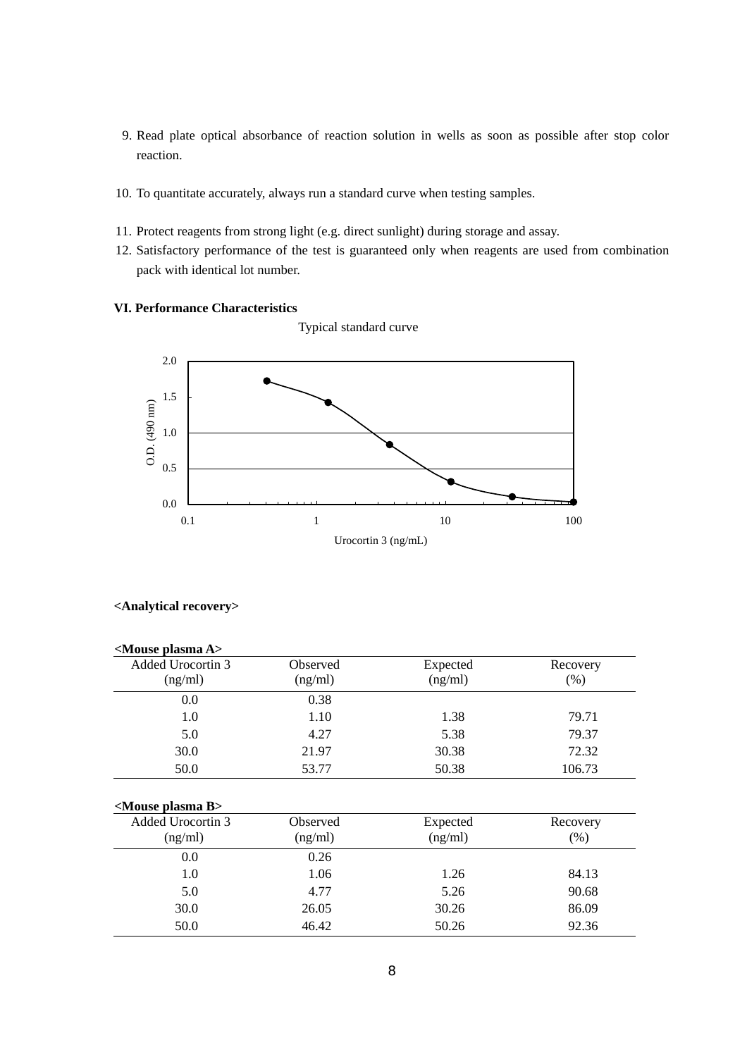9. Read plate optical absorbance of reaction solution in wells as soon as possible after stop color reaction.

10. To quantitate accurately, always run a standard curve when testing samples.

11. Protect reagents from strong light (e.g. direct sunlight) during storage and assay.
12. Satisfactory performance of the test is guaranteed only when reagents are used from combination pack with identical lot number.

**VI. Performance Characteristics**

Typical standard curve

**<Analytical recovery>**

**<Mouse plasma A>**

| Added Urocortin 3 (ng/ml) | Observed (ng/ml) | Expected (ng/ml) | Recovery (%) |
|---|---|---|---|
| 0.0 | 0.38 | | |
| 1.0 | 1.10 | 1.38 | 79.71 |
| 5.0 | 4.27 | 5.38 | 79.37 |
| 30.0 | 21.97 | 30.38 | 72.32 |
| 50.0 | 53.77 | 50.38 | 106.73 |

**<Mouse plasma B>**

| Added Urocortin 3 (ng/ml) | Observed (ng/ml) | Expected (ng/ml) | Recovery (%) |
|---|---|---|---|
| 0.0 | 0.26 | | |
| 1.0 | 1.06 | 1.26 | 84.13 |
| 5.0 | 4.77 | 5.26 | 90.68 |
| 30.0 | 26.05 | 30.26 | 86.09 |
| 50.0 | 46.42 | 50.26 | 92.36 |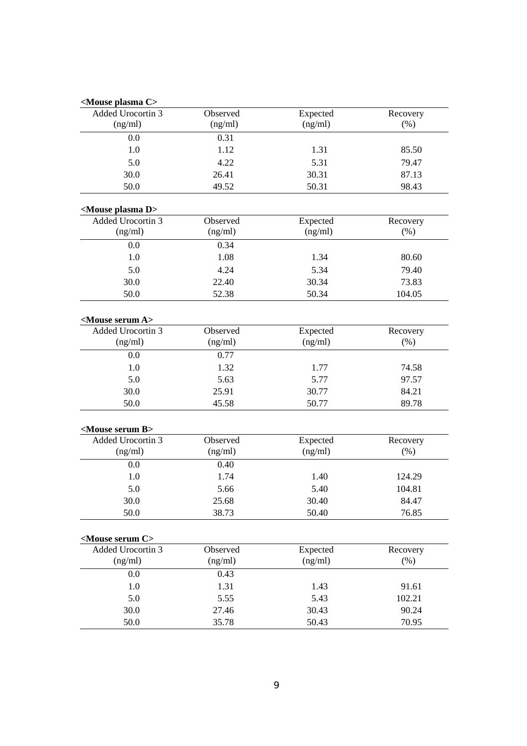**<Mouse plasma C>**

| Added Urocortin 3 (ng/ml) | Observed (ng/ml) | Expected (ng/ml) | Recovery (%) |
|---|---|---|---|
| 0.0 | 0.31 | | |
| 1.0 | 1.12 | 1.31 | 85.50 |
| 5.0 | 4.22 | 5.31 | 79.47 |
| 30.0 | 26.41 | 30.31 | 87.13 |
| 50.0 | 49.52 | 50.31 | 98.43 |

**<Mouse plasma D>**

| Added Urocortin 3 (ng/ml) | Observed (ng/ml) | Expected (ng/ml) | Recovery (%) |
|---|---|---|---|
| 0.0 | 0.34 | | |
| 1.0 | 1.08 | 1.34 | 80.60 |
| 5.0 | 4.24 | 5.34 | 79.40 |
| 30.0 | 22.40 | 30.34 | 73.83 |
| 50.0 | 52.38 | 50.34 | 104.05 |

**<Mouse serum A>**

| Added Urocortin 3 (ng/ml) | Observed (ng/ml) | Expected (ng/ml) | Recovery (%) |
|---|---|---|---|
| 0.0 | 0.77 | | |
| 1.0 | 1.32 | 1.77 | 74.58 |
| 5.0 | 5.63 | 5.77 | 97.57 |
| 30.0 | 25.91 | 30.77 | 84.21 |
| 50.0 | 45.58 | 50.77 | 89.78 |

**<Mouse serum B>**

| Added Urocortin 3 (ng/ml) | Observed (ng/ml) | Expected (ng/ml) | Recovery (%) |
|---|---|---|---|
| 0.0 | 0.40 | | |
| 1.0 | 1.74 | 1.40 | 124.29 |
| 5.0 | 5.66 | 5.40 | 104.81 |
| 30.0 | 25.68 | 30.40 | 84.47 |
| 50.0 | 38.73 | 50.40 | 76.85 |

**<Mouse serum C>**

| Added Urocortin 3 (ng/ml) | Observed (ng/ml) | Expected (ng/ml) | Recovery (%) |
|---|---|---|---|
| 0.0 | 0.43 | | |
| 1.0 | 1.31 | 1.43 | 91.61 |
| 5.0 | 5.55 | 5.43 | 102.21 |
| 30.0 | 27.46 | 30.43 | 90.24 |
| 50.0 | 35.78 | 50.43 | 70.95 |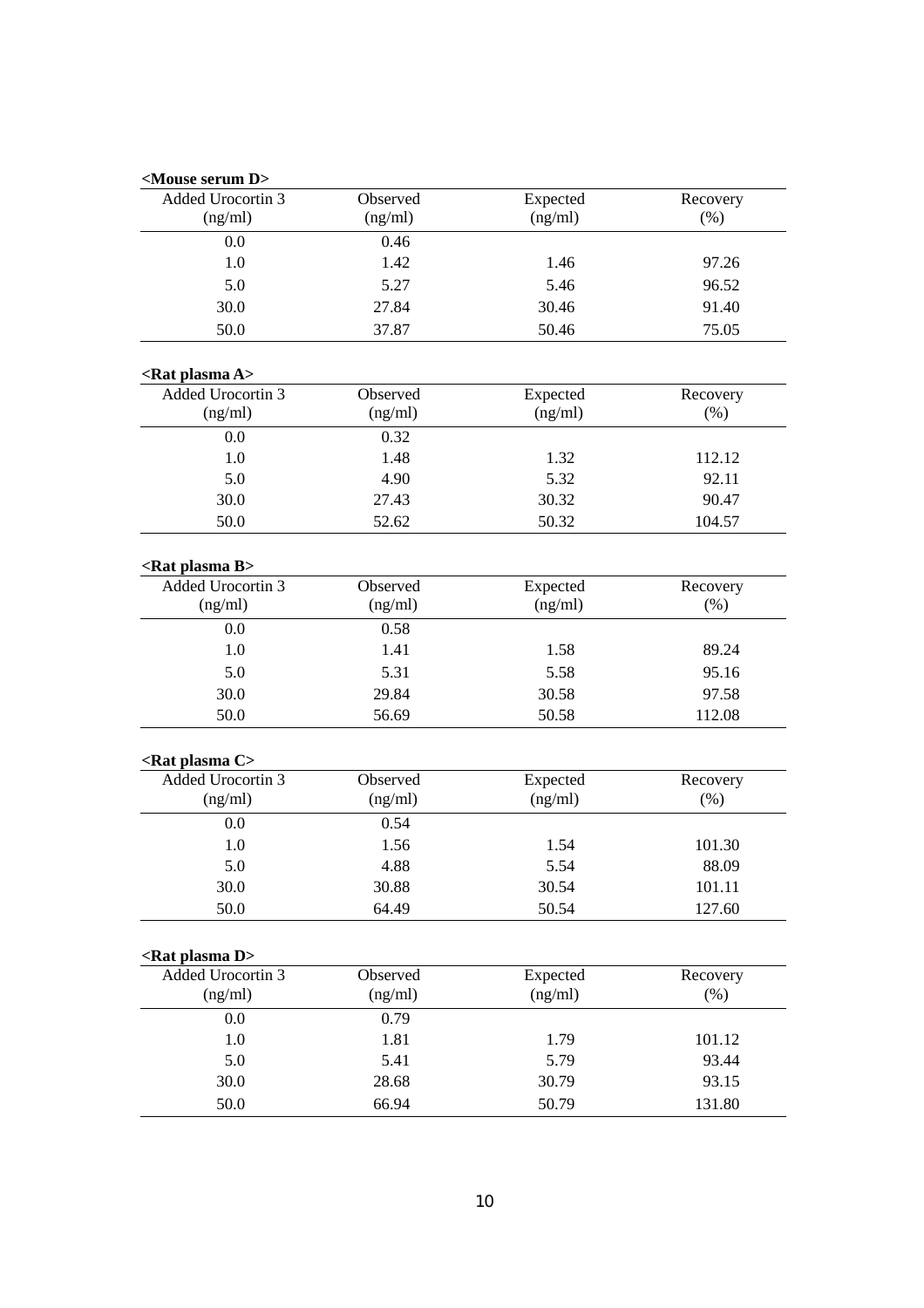**<Mouse serum D>**

| Added Urocortin 3 (ng/ml) | Observed (ng/ml) | Expected (ng/ml) | Recovery (%) |
|---|---|---|---|
| 0.0 | 0.46 | | |
| 1.0 | 1.42 | 1.46 | 97.26 |
| 5.0 | 5.27 | 5.46 | 96.52 |
| 30.0 | 27.84 | 30.46 | 91.40 |
| 50.0 | 37.87 | 50.46 | 75.05 |

**<Rat plasma A>**

| Added Urocortin 3 (ng/ml) | Observed (ng/ml) | Expected (ng/ml) | Recovery (%) |
|---|---|---|---|
| 0.0 | 0.32 | | |
| 1.0 | 1.48 | 1.32 | 112.12 |
| 5.0 | 4.90 | 5.32 | 92.11 |
| 30.0 | 27.43 | 30.32 | 90.47 |
| 50.0 | 52.62 | 50.32 | 104.57 |

**<Rat plasma B>**

| Added Urocortin 3 (ng/ml) | Observed (ng/ml) | Expected (ng/ml) | Recovery (%) |
|---|---|---|---|
| 0.0 | 0.58 | | |
| 1.0 | 1.41 | 1.58 | 89.24 |
| 5.0 | 5.31 | 5.58 | 95.16 |
| 30.0 | 29.84 | 30.58 | 97.58 |
| 50.0 | 56.69 | 50.58 | 112.08 |

**<Rat plasma C>**

| Added Urocortin 3 (ng/ml) | Observed (ng/ml) | Expected (ng/ml) | Recovery (%) |
|---|---|---|---|
| 0.0 | 0.54 | | |
| 1.0 | 1.56 | 1.54 | 101.30 |
| 5.0 | 4.88 | 5.54 | 88.09 |
| 30.0 | 30.88 | 30.54 | 101.11 |
| 50.0 | 64.49 | 50.54 | 127.60 |

**<Rat plasma D>**

| Added Urocortin 3 (ng/ml) | Observed (ng/ml) | Expected (ng/ml) | Recovery (%) |
|---|---|---|---|
| 0.0 | 0.79 | | |
| 1.0 | 1.81 | 1.79 | 101.12 |
| 5.0 | 5.41 | 5.79 | 93.44 |
| 30.0 | 28.68 | 30.79 | 93.15 |
| 50.0 | 66.94 | 50.79 | 131.80 |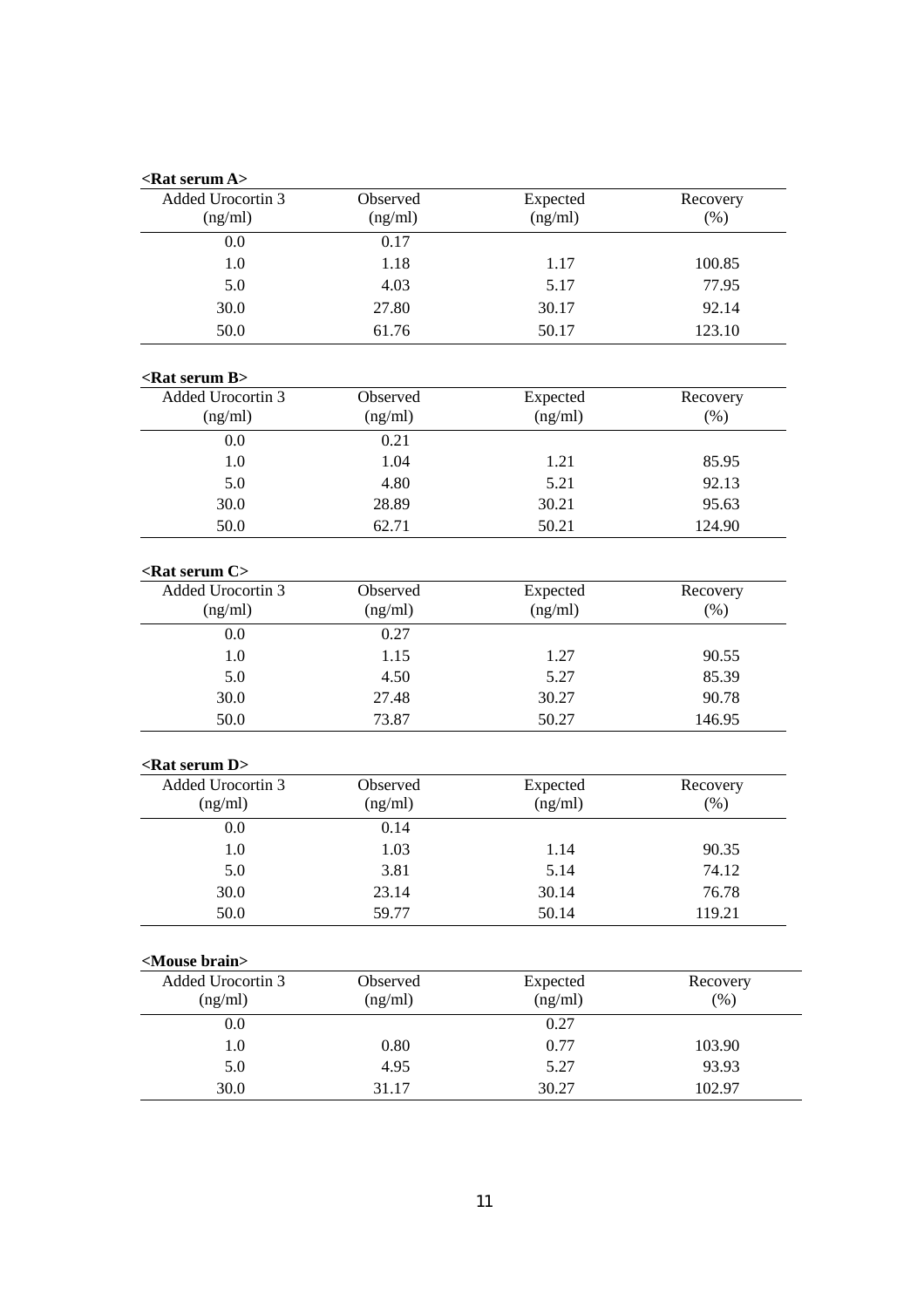**<Rat serum A>**

| Added Urocortin 3 (ng/ml) | Observed (ng/ml) | Expected (ng/ml) | Recovery (%) |
|---|---|---|---|
| 0.0 | 0.17 | | |
| 1.0 | 1.18 | 1.17 | 100.85 |
| 5.0 | 4.03 | 5.17 | 77.95 |
| 30.0 | 27.80 | 30.17 | 92.14 |
| 50.0 | 61.76 | 50.17 | 123.10 |

**<Rat serum B>**

| Added Urocortin 3 (ng/ml) | Observed (ng/ml) | Expected (ng/ml) | Recovery (%) |
|---|---|---|---|
| 0.0 | 0.21 | | |
| 1.0 | 1.04 | 1.21 | 85.95 |
| 5.0 | 4.80 | 5.21 | 92.13 |
| 30.0 | 28.89 | 30.21 | 95.63 |
| 50.0 | 62.71 | 50.21 | 124.90 |

**<Rat serum C>**

| Added Urocortin 3 (ng/ml) | Observed (ng/ml) | Expected (ng/ml) | Recovery (%) |
|---|---|---|---|
| 0.0 | 0.27 | | |
| 1.0 | 1.15 | 1.27 | 90.55 |
| 5.0 | 4.50 | 5.27 | 85.39 |
| 30.0 | 27.48 | 30.27 | 90.78 |
| 50.0 | 73.87 | 50.27 | 146.95 |

**<Rat serum D>**

| Added Urocortin 3 (ng/ml) | Observed (ng/ml) | Expected (ng/ml) | Recovery (%) |
|---|---|---|---|
| 0.0 | 0.14 | | |
| 1.0 | 1.03 | 1.14 | 90.35 |
| 5.0 | 3.81 | 5.14 | 74.12 |
| 30.0 | 23.14 | 30.14 | 76.78 |
| 50.0 | 59.77 | 50.14 | 119.21 |

**<Mouse brain>**

| Added Urocortin 3 (ng/ml) | Observed (ng/ml) | Expected (ng/ml) | Recovery (%) |
|---|---|---|---|
| 0.0 | | 0.27 | |
| 1.0 | 0.80 | 0.77 | 103.90 |
| 5.0 | 4.95 | 5.27 | 93.93 |
| 30.0 | 31.17 | 30.27 | 102.97 |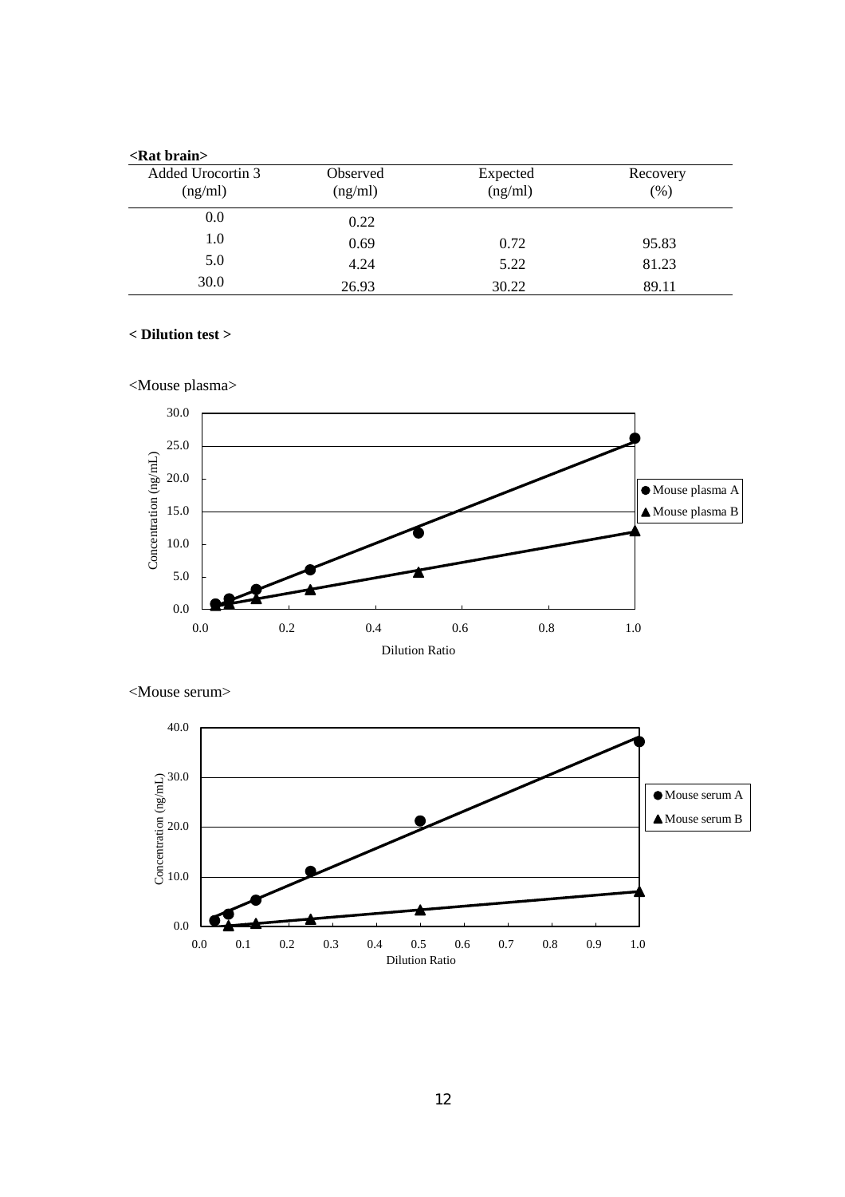**<Rat brain>**

| Added Urocortin 3 (ng/ml) | Observed (ng/ml) | Expected (ng/ml) | Recovery (%) |
|---|---|---|---|
| 0.0 | 0.22 | | |
| 1.0 | 0.69 | 0.72 | 95.83 |
| 5.0 | 4.24 | 5.22 | 81.23 |
| 30.0 | 26.93 | 30.22 | 89.11 |

**< Dilution test >**

<Mouse plasma>

<Mouse serum>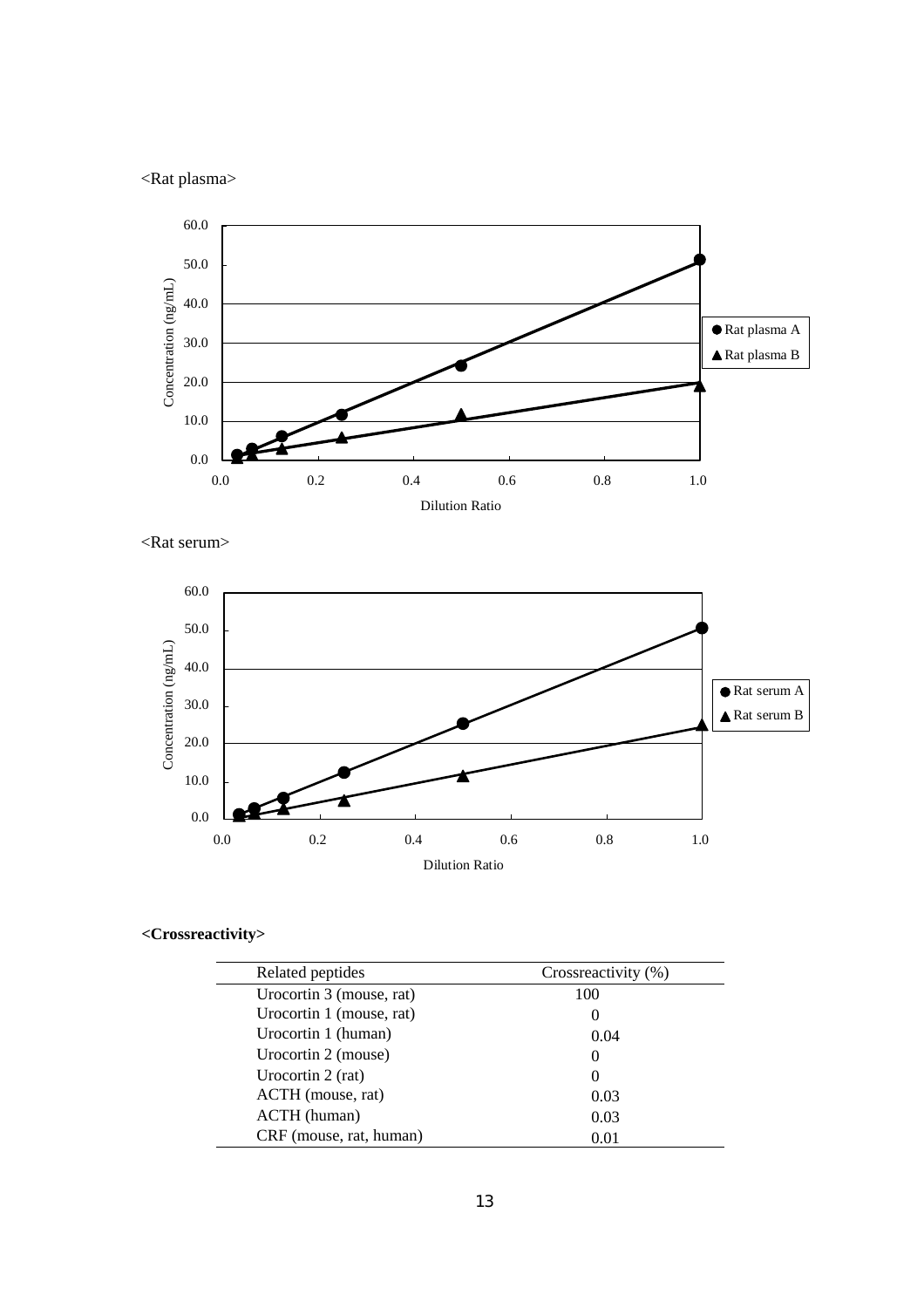<Rat plasma>

<Rat serum>

**<Crossreactivity>**

| Related peptides | Crossreactivity (%) |
|---|---|
| Urocortin 3 (mouse, rat) | 100 |
| Urocortin 1 (mouse, rat) | 0 |
| Urocortin 1 (human) | 0.04 |
| Urocortin 2 (mouse) | 0 |
| Urocortin 2 (rat) | 0 |
| ACTH (mouse, rat) | 0.03 |
| ACTH (human) | 0.03 |
| CRF (mouse, rat, human) | 0.01 |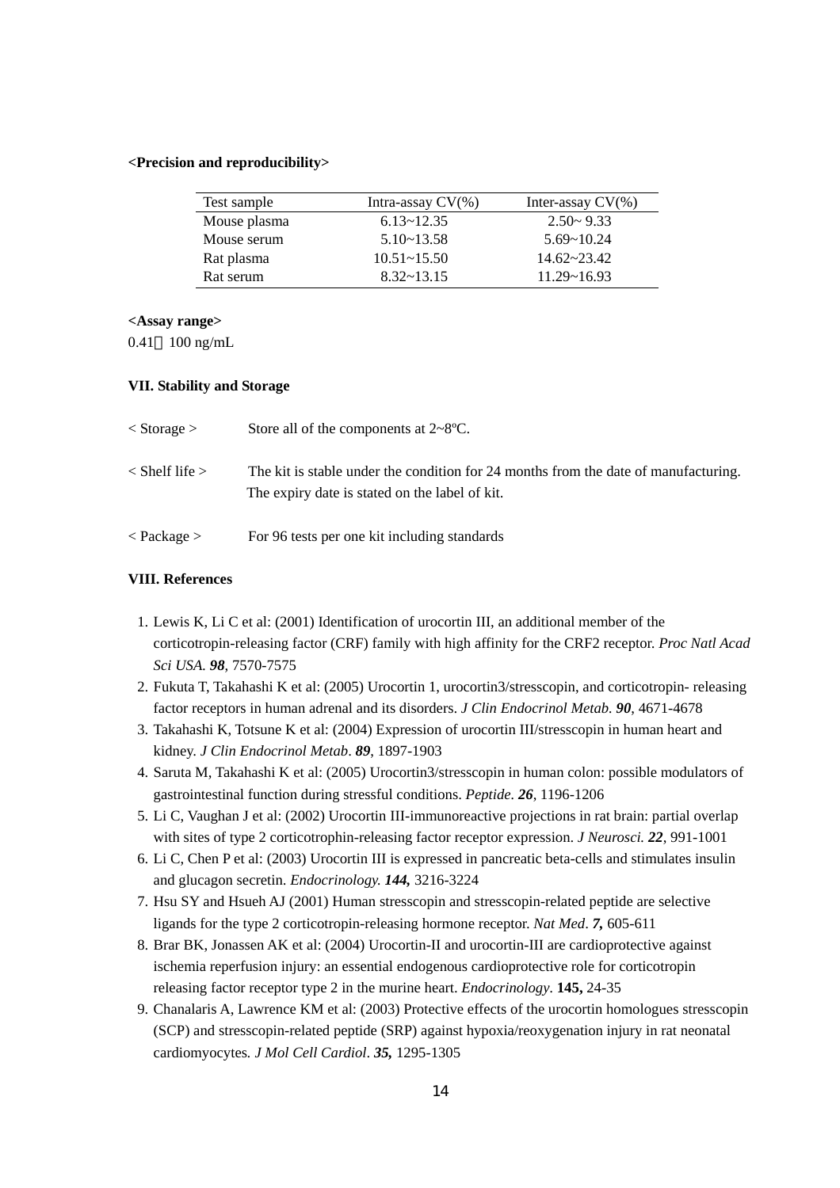**<Precision and reproducibility>**

| Test sample | Intra-assay CV(%) | Inter-assay CV(%) |
|---|---|---|
| Mouse plasma | 6.13~12.35 | 2.50~ 9.33 |
| Mouse serum | 5.10~13.58 | 5.69~10.24 |
| Rat plasma | 10.51~15.50 | 14.62~23.42 |
| Rat serum | 8.32~13.15 | 11.29~16.93 |

**<Assay range>**

0.41～100 ng/mL

**VII. Stability and Storage**

< Storage > Store all of the components at 2~8ºC.

< Shelf life > The kit is stable under the condition for 24 months from the date of manufacturing. The expiry date is stated on the label of kit.

< Package > For 96 tests per one kit including standards

**VIII. References**

1. Lewis K, Li C et al: (2001) Identification of urocortin III, an additional member of the corticotropin-releasing factor (CRF) family with high affinity for the CRF2 receptor. *Proc Natl Acad Sci USA.* ***98***, 7570-7575
2. Fukuta T, Takahashi K et al: (2005) Urocortin 1, urocortin3/stresscopin, and corticotropin- releasing factor receptors in human adrenal and its disorders. *J Clin Endocrinol Metab.* ***90***, 4671-4678
3. Takahashi K, Totsune K et al: (2004) Expression of urocortin III/stresscopin in human heart and kidney. *J Clin Endocrinol Metab*. ***89***, 1897-1903
4. Saruta M, Takahashi K et al: (2005) Urocortin3/stresscopin in human colon: possible modulators of gastrointestinal function during stressful conditions. *Peptide*. ***26***, 1196-1206
5. Li C, Vaughan J et al: (2002) Urocortin III-immunoreactive projections in rat brain: partial overlap with sites of type 2 corticotrophin-releasing factor receptor expression. *J Neurosci.* ***22***, 991-1001
6. Li C, Chen P et al: (2003) Urocortin III is expressed in pancreatic beta-cells and stimulates insulin and glucagon secretin. *Endocrinology.* ***144,*** 3216-3224
7. Hsu SY and Hsueh AJ (2001) Human stresscopin and stresscopin-related peptide are selective ligands for the type 2 corticotropin-releasing hormone receptor. *Nat Med*. ***7,*** 605-611
8. Brar BK, Jonassen AK et al: (2004) Urocortin-II and urocortin-III are cardioprotective against ischemia reperfusion injury: an essential endogenous cardioprotective role for corticotropin releasing factor receptor type 2 in the murine heart. *Endocrinology*. **145,** 24-35
9. Chanalaris A, Lawrence KM et al: (2003) Protective effects of the urocortin homologues stresscopin (SCP) and stresscopin-related peptide (SRP) against hypoxia/reoxygenation injury in rat neonatal cardiomyocytes. *J Mol Cell Cardiol*. ***35,*** 1295-1305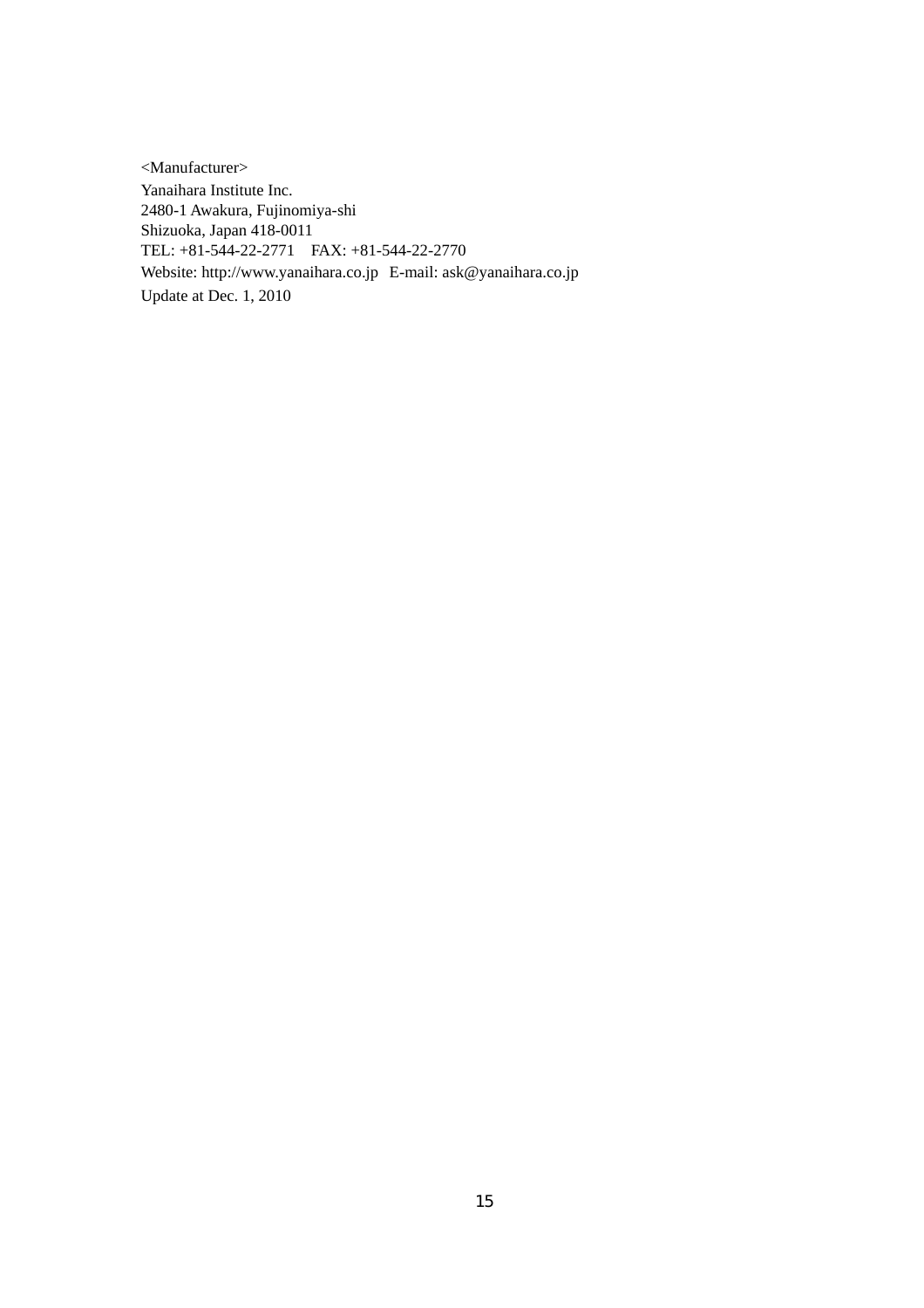<Manufacturer>
Yanaihara Institute Inc.
2480-1 Awakura, Fujinomiya-shi
Shizuoka, Japan 418-0011
TEL: +81-544-22-2771　FAX: +81-544-22-2770
Website: http://www.yanaihara.co.jp　E-mail: ask@yanaihara.co.jp
Update at Dec. 1, 2010